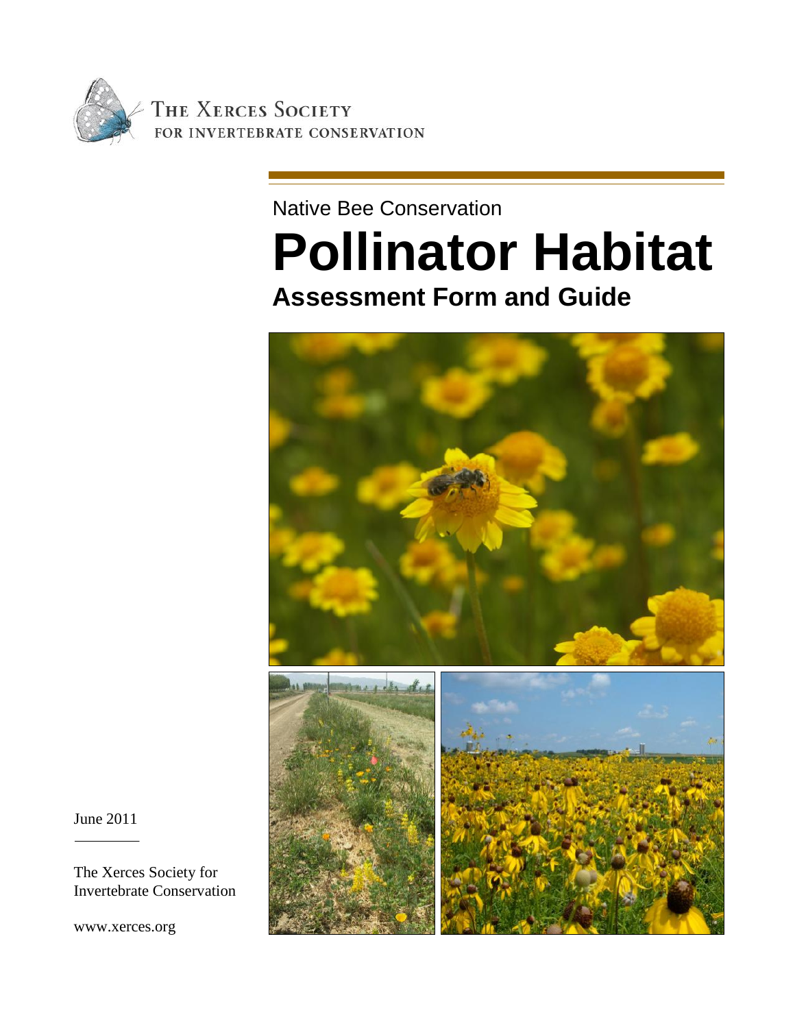THE XERCES SOCIETY
FOR INVERTEBRATE CONSERVATION

Native Bee Conservation

# Pollinator Habitat

## Assessment Form and Guide

June 2011

The Xerces Society for Invertebrate Conservation

www.xerces.org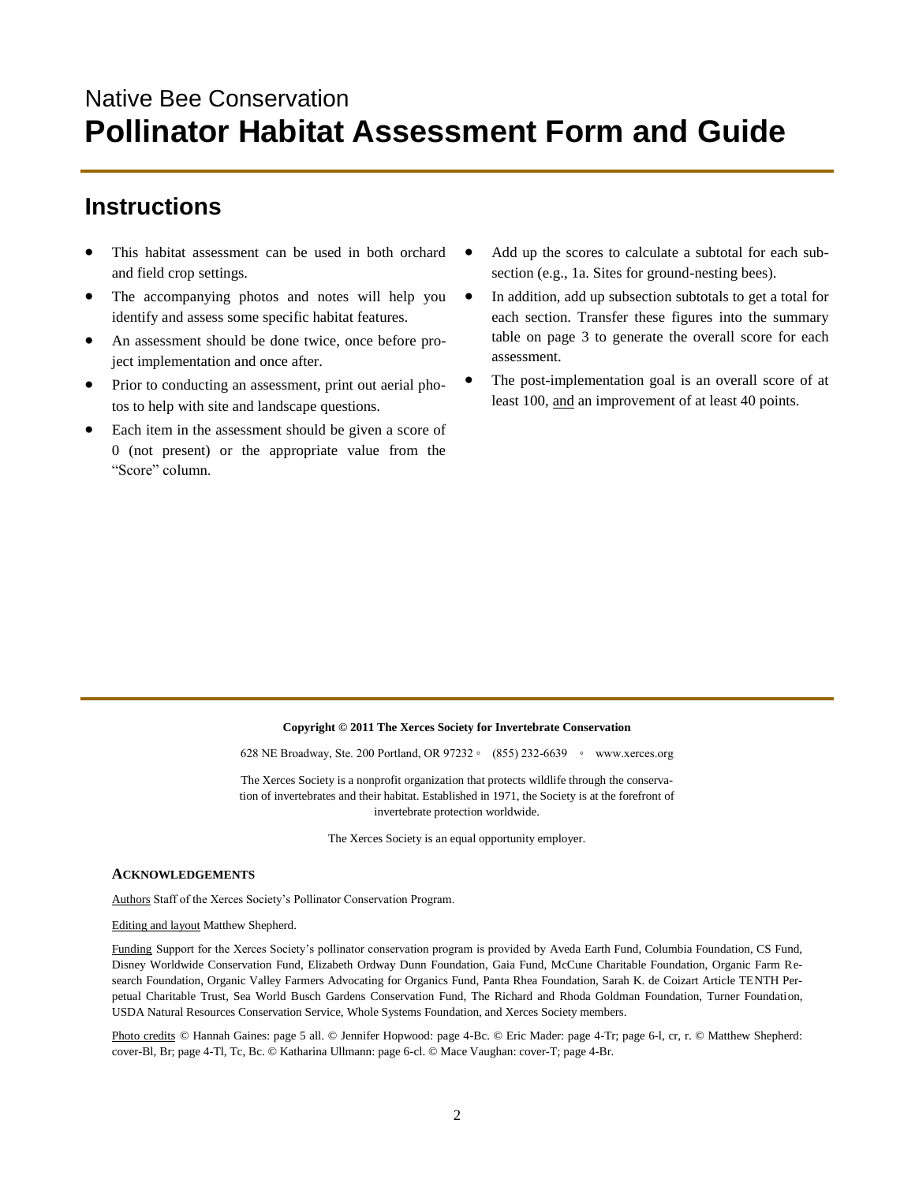# Native Bee Conservation
# **Pollinator Habitat Assessment Form and Guide**

## Instructions

- This habitat assessment can be used in both orchard and field crop settings.
- The accompanying photos and notes will help you identify and assess some specific habitat features.
- An assessment should be done twice, once before project implementation and once after.
- Prior to conducting an assessment, print out aerial photos to help with site and landscape questions.
- Each item in the assessment should be given a score of 0 (not present) or the appropriate value from the "Score" column.
- Add up the scores to calculate a subtotal for each subsection (e.g., 1a. Sites for ground-nesting bees).
- In addition, add up subsection subtotals to get a total for each section. Transfer these figures into the summary table on page 3 to generate the overall score for each assessment.
- The post-implementation goal is an overall score of at least 100, and an improvement of at least 40 points.

**Copyright © 2011 The Xerces Society for Invertebrate Conservation**

628 NE Broadway, Ste. 200 Portland, OR 97232 ◦ (855) 232-6639 ◦ www.xerces.org

The Xerces Society is a nonprofit organization that protects wildlife through the conservation of invertebrates and their habitat. Established in 1971, the Society is at the forefront of invertebrate protection worldwide.

The Xerces Society is an equal opportunity employer.

**ACKNOWLEDGEMENTS**

Authors Staff of the Xerces Society's Pollinator Conservation Program.

Editing and layout Matthew Shepherd.

Funding Support for the Xerces Society's pollinator conservation program is provided by Aveda Earth Fund, Columbia Foundation, CS Fund, Disney Worldwide Conservation Fund, Elizabeth Ordway Dunn Foundation, Gaia Fund, McCune Charitable Foundation, Organic Farm Research Foundation, Organic Valley Farmers Advocating for Organics Fund, Panta Rhea Foundation, Sarah K. de Coizart Article TENTH Perpetual Charitable Trust, Sea World Busch Gardens Conservation Fund, The Richard and Rhoda Goldman Foundation, Turner Foundation, USDA Natural Resources Conservation Service, Whole Systems Foundation, and Xerces Society members.

Photo credits © Hannah Gaines: page 5 all. © Jennifer Hopwood: page 4-Bc. © Eric Mader: page 4-Tr; page 6-l, cr, r. © Matthew Shepherd: cover-Bl, Br; page 4-Tl, Tc, Bc. © Katharina Ullmann: page 6-cl. © Mace Vaughan: cover-T; page 4-Br.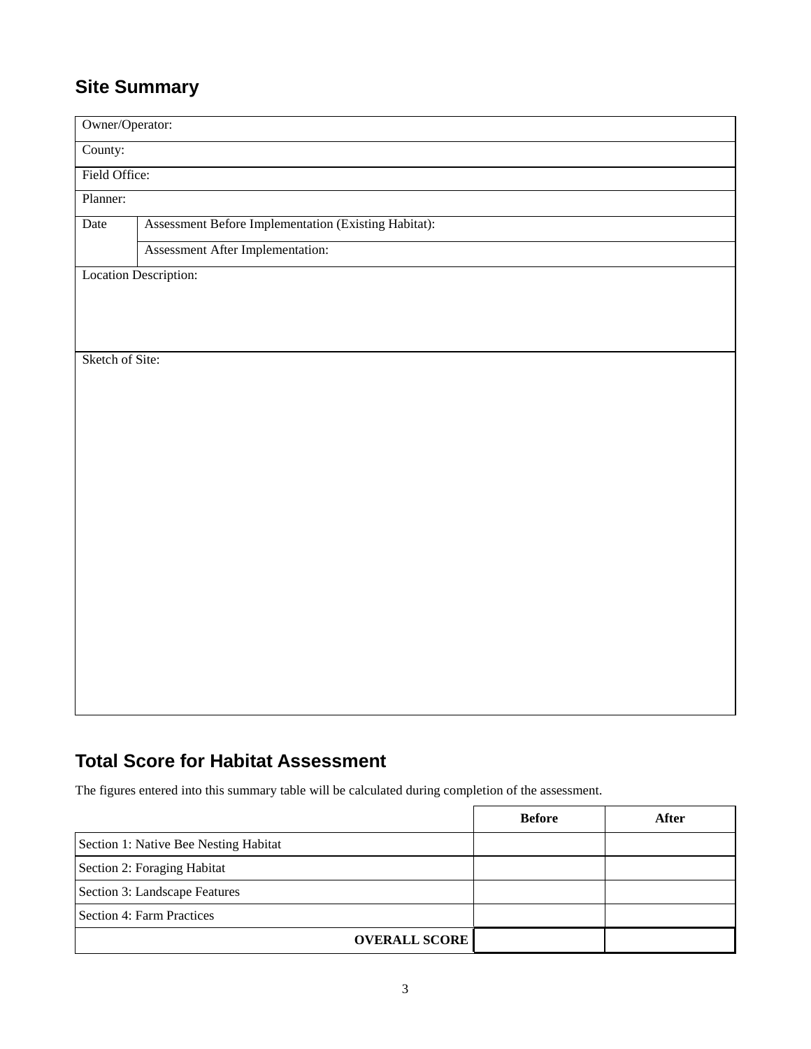## Site Summary

| Owner/Operator: | |
|---|---|
| County: | |
| Field Office: | |
| Planner: | |
| Date | Assessment Before Implementation (Existing Habitat): |
| | Assessment After Implementation: |
| Location Description: | |
| Sketch of Site: | |

## Total Score for Habitat Assessment

The figures entered into this summary table will be calculated during completion of the assessment.

| | Before | After |
|---|---|---|
| Section 1: Native Bee Nesting Habitat | | |
| Section 2: Foraging Habitat | | |
| Section 3: Landscape Features | | |
| Section 4: Farm Practices | | |
| **OVERALL SCORE** | | |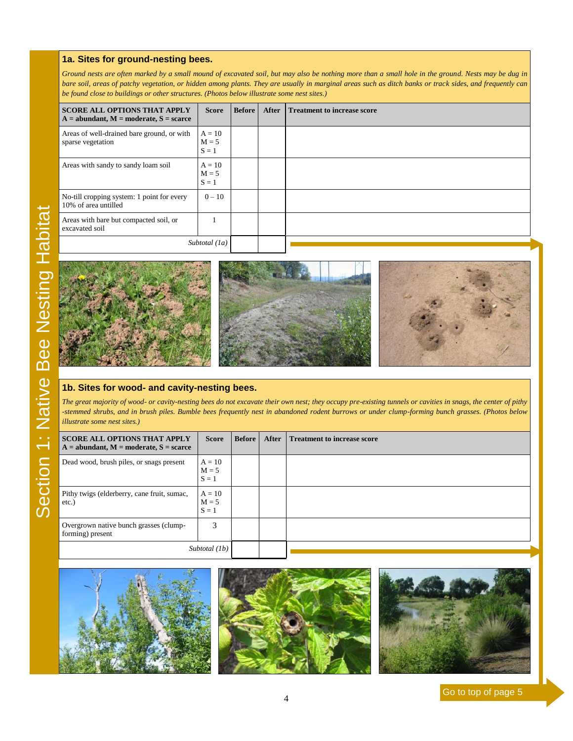# Section 1: Native Bee Nesting Habitat

## 1a. Sites for ground-nesting bees.

*Ground nests are often marked by a small mound of excavated soil, but may also be nothing more than a small hole in the ground. Nests may be dug in bare soil, areas of patchy vegetation, or hidden among plants. They are usually in marginal areas such as ditch banks or track sides, and frequently can be found close to buildings or other structures. (Photos below illustrate some nest sites.)*

| SCORE ALL OPTIONS THAT APPLY<br>A = abundant, M = moderate, S = scarce | Score | Before | After | Treatment to increase score |
|---|---|---|---|---|
| Areas of well-drained bare ground, or with sparse vegetation | A = 10<br>M = 5<br>S = 1 | | | |
| Areas with sandy to sandy loam soil | A = 10<br>M = 5<br>S = 1 | | | |
| No-till cropping system: 1 point for every 10% of area untilled | 0 – 10 | | | |
| Areas with bare but compacted soil, or excavated soil | 1 | | | |
| *Subtotal (1a)* | | | | |

## 1b. Sites for wood- and cavity-nesting bees.

*The great majority of wood- or cavity-nesting bees do not excavate their own nest; they occupy pre-existing tunnels or cavities in snags, the center of pithy-stemmed shrubs, and in brush piles. Bumble bees frequently nest in abandoned rodent burrows or under clump-forming bunch grasses. (Photos below illustrate some nest sites.)*

| SCORE ALL OPTIONS THAT APPLY<br>A = abundant, M = moderate, S = scarce | Score | Before | After | Treatment to increase score |
|---|---|---|---|---|
| Dead wood, brush piles, or snags present | A = 10<br>M = 5<br>S = 1 | | | |
| Pithy twigs (elderberry, cane fruit, sumac, etc.) | A = 10<br>M = 5<br>S = 1 | | | |
| Overgrown native bunch grasses (clump-forming) present | 3 | | | |
| *Subtotal (1b)* | | | | |

Go to top of page 5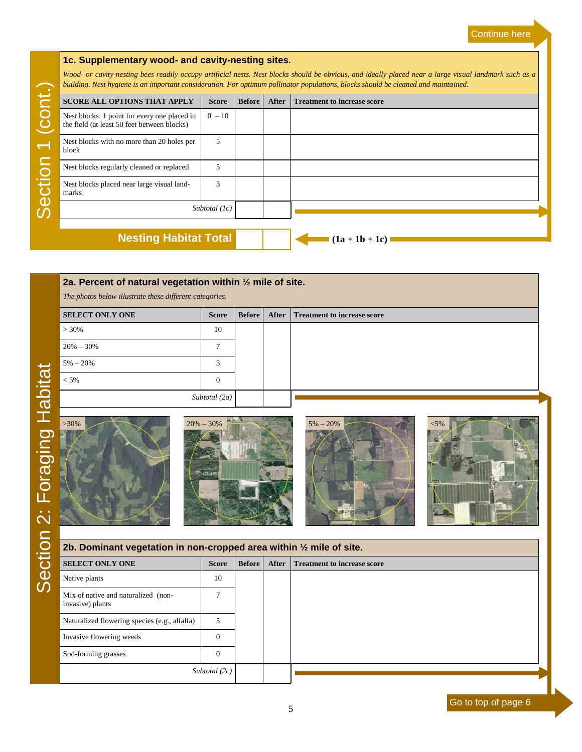Continue here

## Section 1 (cont.)

### 1c. Supplementary wood- and cavity-nesting sites.

*Wood- or cavity-nesting bees readily occupy artificial nests. Nest blocks should be obvious, and ideally placed near a large visual landmark such as a building. Nest hygiene is an important consideration. For optimum pollinator populations, blocks should be cleaned and maintained.*

| SCORE ALL OPTIONS THAT APPLY | Score | Before | After | Treatment to increase score |
|---|---|---|---|---|
| Nest blocks: 1 point for every one placed in the field (at least 50 feet between blocks) | 0 – 10 | | | |
| Nest blocks with no more than 20 holes per block | 5 | | | |
| Nest blocks regularly cleaned or replaced | 5 | | | |
| Nest blocks placed near large visual landmarks | 3 | | | |
| *Subtotal (1c)* | | | | |

| **Nesting Habitat Total** | | | **(1a + 1b + 1c)** |
|---|---|---|---|

## Section 2: Foraging Habitat

### 2a. Percent of natural vegetation within ½ mile of site.

*The photos below illustrate these different categories.*

| SELECT ONLY ONE | Score | Before | After | Treatment to increase score |
|---|---|---|---|---|
| > 30% | 10 | | | |
| 20% – 30% | 7 | | | |
| 5% – 20% | 3 | | | |
| < 5% | 0 | | | |
| *Subtotal (2a)* | | | | |

>30%

20% – 30%

5% – 20%

<5%

### 2b. Dominant vegetation in non-cropped area within ½ mile of site.

| SELECT ONLY ONE | Score | Before | After | Treatment to increase score |
|---|---|---|---|---|
| Native plants | 10 | | | |
| Mix of native and naturalized (non-invasive) plants | 7 | | | |
| Naturalized flowering species (e.g., alfalfa) | 5 | | | |
| Invasive flowering weeds | 0 | | | |
| Sod-forming grasses | 0 | | | |
| *Subtotal (2c)* | | | | |

Go to top of page 6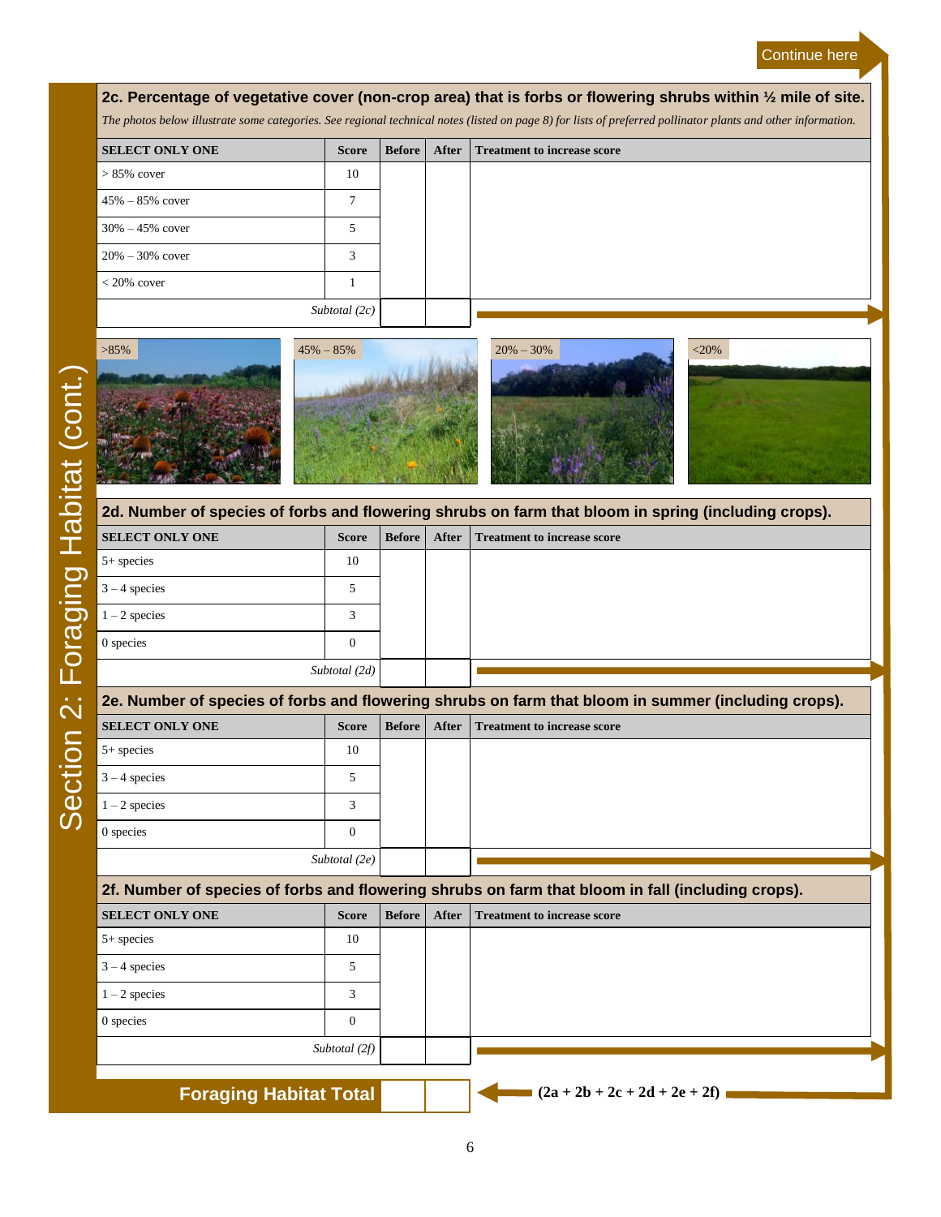Continue here

## Section 2: Foraging Habitat (cont.)

### 2c. Percentage of vegetative cover (non-crop area) that is forbs or flowering shrubs within ½ mile of site.

*The photos below illustrate some categories. See regional technical notes (listed on page 8) for lists of preferred pollinator plants and other information.*

| SELECT ONLY ONE | Score | Before | After | Treatment to increase score |
|---|---|---|---|---|
| > 85% cover | 10 | | | |
| 45% – 85% cover | 7 | | | |
| 30% – 45% cover | 5 | | | |
| 20% – 30% cover | 3 | | | |
| < 20% cover | 1 | | | |
| *Subtotal (2c)* | | | | |

>85% | 45% – 85% | 20% – 30% | <20%

### 2d. Number of species of forbs and flowering shrubs on farm that bloom in spring (including crops).

| SELECT ONLY ONE | Score | Before | After | Treatment to increase score |
|---|---|---|---|---|
| 5+ species | 10 | | | |
| 3 – 4 species | 5 | | | |
| 1 – 2 species | 3 | | | |
| 0 species | 0 | | | |
| *Subtotal (2d)* | | | | |

### 2e. Number of species of forbs and flowering shrubs on farm that bloom in summer (including crops).

| SELECT ONLY ONE | Score | Before | After | Treatment to increase score |
|---|---|---|---|---|
| 5+ species | 10 | | | |
| 3 – 4 species | 5 | | | |
| 1 – 2 species | 3 | | | |
| 0 species | 0 | | | |
| *Subtotal (2e)* | | | | |

### 2f. Number of species of forbs and flowering shrubs on farm that bloom in fall (including crops).

| SELECT ONLY ONE | Score | Before | After | Treatment to increase score |
|---|---|---|---|---|
| 5+ species | 10 | | | |
| 3 – 4 species | 5 | | | |
| 1 – 2 species | 3 | | | |
| 0 species | 0 | | | |
| *Subtotal (2f)* | | | | |

| **Foraging Habitat Total** | Before | After | **(2a + 2b + 2c + 2d + 2e + 2f)** |
|---|---|---|---|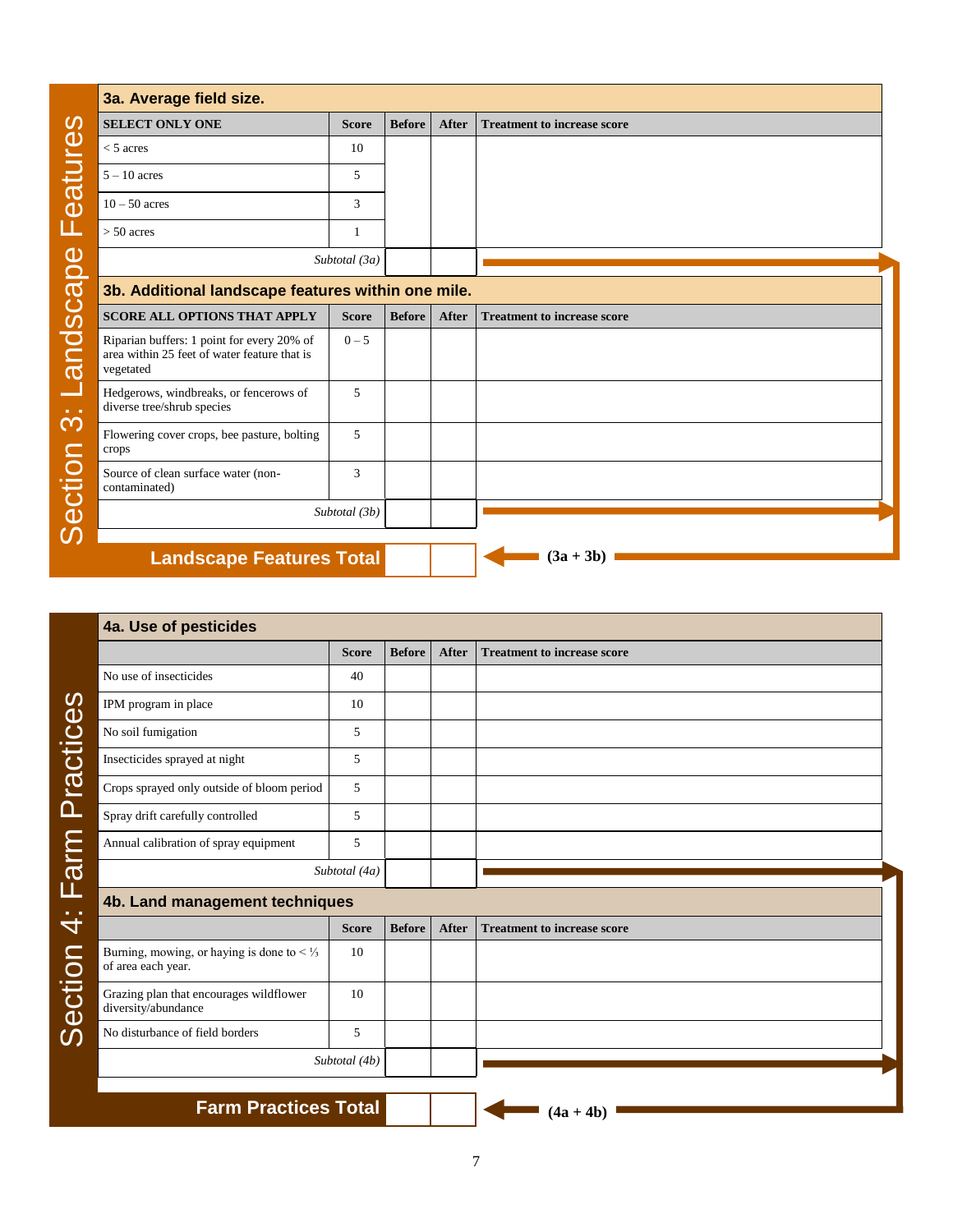## Section 3: Landscape Features

### 3a. Average field size.

| SELECT ONLY ONE | Score | Before | After | Treatment to increase score |
|---|---|---|---|---|
| < 5 acres | 10 | | | |
| 5 – 10 acres | 5 | | | |
| 10 – 50 acres | 3 | | | |
| > 50 acres | 1 | | | |
| *Subtotal (3a)* | | | | |

### 3b. Additional landscape features within one mile.

| SCORE ALL OPTIONS THAT APPLY | Score | Before | After | Treatment to increase score |
|---|---|---|---|---|
| Riparian buffers: 1 point for every 20% of area within 25 feet of water feature that is vegetated | 0 – 5 | | | |
| Hedgerows, windbreaks, or fencerows of diverse tree/shrub species | 5 | | | |
| Flowering cover crops, bee pasture, bolting crops | 5 | | | |
| Source of clean surface water (non-contaminated) | 3 | | | |
| *Subtotal (3b)* | | | | |

| **Landscape Features Total** | Before | After | (3a + 3b) |
|---|---|---|---|
| | | | |

## Section 4: Farm Practices

### 4a. Use of pesticides

| | Score | Before | After | Treatment to increase score |
|---|---|---|---|---|
| No use of insecticides | 40 | | | |
| IPM program in place | 10 | | | |
| No soil fumigation | 5 | | | |
| Insecticides sprayed at night | 5 | | | |
| Crops sprayed only outside of bloom period | 5 | | | |
| Spray drift carefully controlled | 5 | | | |
| Annual calibration of spray equipment | 5 | | | |
| *Subtotal (4a)* | | | | |

### 4b. Land management techniques

| | Score | Before | After | Treatment to increase score |
|---|---|---|---|---|
| Burning, mowing, or haying is done to < ⅓ of area each year. | 10 | | | |
| Grazing plan that encourages wildflower diversity/abundance | 10 | | | |
| No disturbance of field borders | 5 | | | |
| *Subtotal (4b)* | | | | |

| **Farm Practices Total** | Before | After | (4a + 4b) |
|---|---|---|---|
| | | | |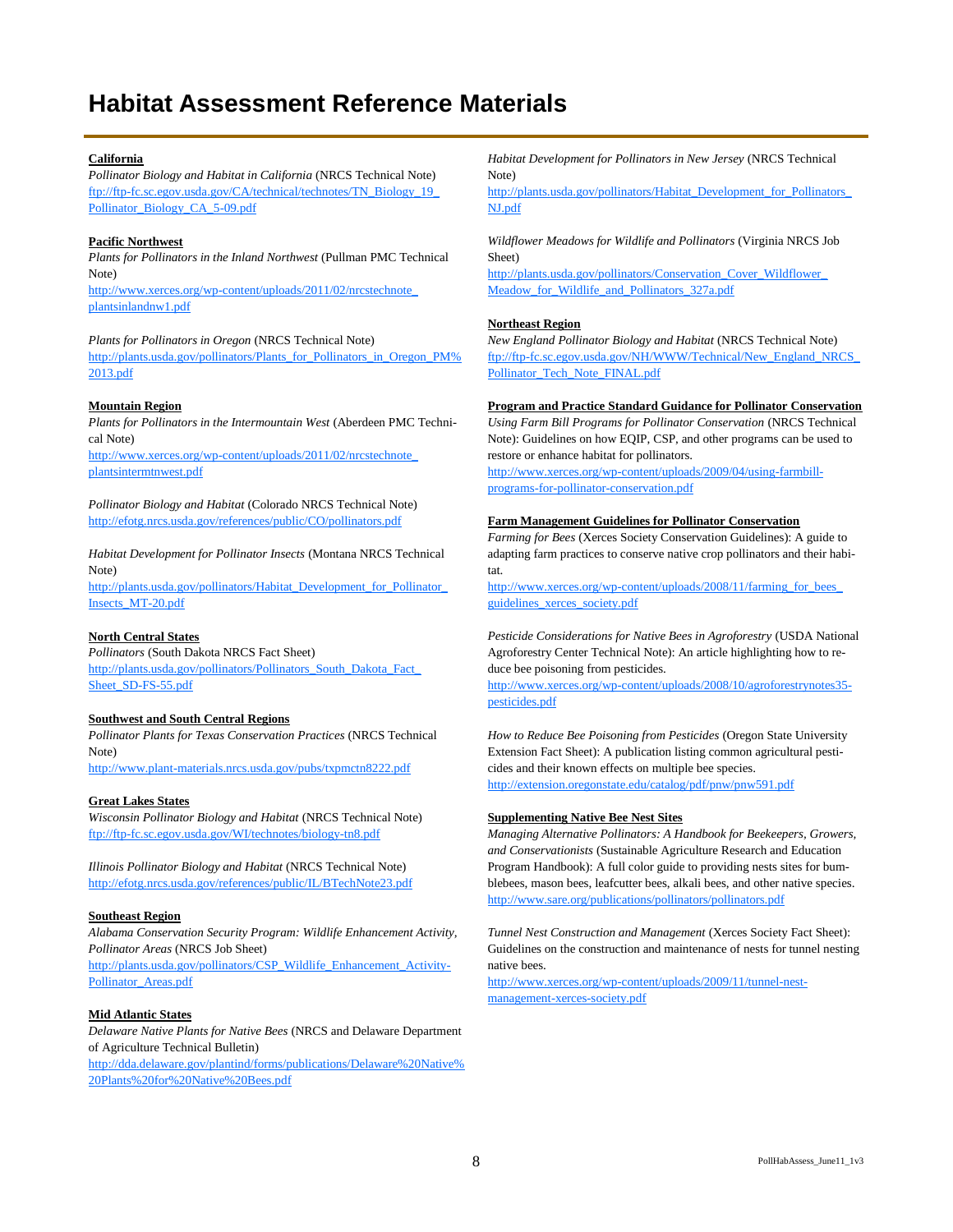# Habitat Assessment Reference Materials

**California**

*Pollinator Biology and Habitat in California* (NRCS Technical Note)
ftp://ftp-fc.sc.egov.usda.gov/CA/technical/technotes/TN_Biology_19_Pollinator_Biology_CA_5-09.pdf

**Pacific Northwest**

*Plants for Pollinators in the Inland Northwest* (Pullman PMC Technical Note)
http://www.xerces.org/wp-content/uploads/2011/02/nrcstechnote_plantsinlandnw1.pdf

*Plants for Pollinators in Oregon* (NRCS Technical Note)
http://plants.usda.gov/pollinators/Plants_for_Pollinators_in_Oregon_PM%2013.pdf

**Mountain Region**

*Plants for Pollinators in the Intermountain West* (Aberdeen PMC Technical Note)
http://www.xerces.org/wp-content/uploads/2011/02/nrcstechnote_plantsintermtnwest.pdf

*Pollinator Biology and Habitat* (Colorado NRCS Technical Note)
http://efotg.nrcs.usda.gov/references/public/CO/pollinators.pdf

*Habitat Development for Pollinator Insects* (Montana NRCS Technical Note)
http://plants.usda.gov/pollinators/Habitat_Development_for_Pollinator_Insects_MT-20.pdf

**North Central States**

*Pollinators* (South Dakota NRCS Fact Sheet)
http://plants.usda.gov/pollinators/Pollinators_South_Dakota_Fact_Sheet_SD-FS-55.pdf

**Southwest and South Central Regions**

*Pollinator Plants for Texas Conservation Practices* (NRCS Technical Note)
http://www.plant-materials.nrcs.usda.gov/pubs/txpmctn8222.pdf

**Great Lakes States**

*Wisconsin Pollinator Biology and Habitat* (NRCS Technical Note)
ftp://ftp-fc.sc.egov.usda.gov/WI/technotes/biology-tn8.pdf

*Illinois Pollinator Biology and Habitat* (NRCS Technical Note)
http://efotg.nrcs.usda.gov/references/public/IL/BTechNote23.pdf

**Southeast Region**

*Alabama Conservation Security Program: Wildlife Enhancement Activity, Pollinator Areas* (NRCS Job Sheet)
http://plants.usda.gov/pollinators/CSP_Wildlife_Enhancement_Activity-Pollinator_Areas.pdf

**Mid Atlantic States**

*Delaware Native Plants for Native Bees* (NRCS and Delaware Department of Agriculture Technical Bulletin)
http://dda.delaware.gov/plantind/forms/publications/Delaware%20Native%20Plants%20for%20Native%20Bees.pdf

*Habitat Development for Pollinators in New Jersey* (NRCS Technical Note)
http://plants.usda.gov/pollinators/Habitat_Development_for_Pollinators_NJ.pdf

*Wildflower Meadows for Wildlife and Pollinators* (Virginia NRCS Job Sheet)
http://plants.usda.gov/pollinators/Conservation_Cover_Wildflower_Meadow_for_Wildlife_and_Pollinators_327a.pdf

**Northeast Region**

*New England Pollinator Biology and Habitat* (NRCS Technical Note)
ftp://ftp-fc.sc.egov.usda.gov/NH/WWW/Technical/New_England_NRCS_Pollinator_Tech_Note_FINAL.pdf

**Program and Practice Standard Guidance for Pollinator Conservation**

*Using Farm Bill Programs for Pollinator Conservation* (NRCS Technical Note): Guidelines on how EQIP, CSP, and other programs can be used to restore or enhance habitat for pollinators.
http://www.xerces.org/wp-content/uploads/2009/04/using-farmbill-programs-for-pollinator-conservation.pdf

**Farm Management Guidelines for Pollinator Conservation**

*Farming for Bees* (Xerces Society Conservation Guidelines): A guide to adapting farm practices to conserve native crop pollinators and their habitat.
http://www.xerces.org/wp-content/uploads/2008/11/farming_for_bees_guidelines_xerces_society.pdf

*Pesticide Considerations for Native Bees in Agroforestry* (USDA National Agroforestry Center Technical Note): An article highlighting how to reduce bee poisoning from pesticides.
http://www.xerces.org/wp-content/uploads/2008/10/agroforestrynotes35-pesticides.pdf

*How to Reduce Bee Poisoning from Pesticides* (Oregon State University Extension Fact Sheet): A publication listing common agricultural pesticides and their known effects on multiple bee species.
http://extension.oregonstate.edu/catalog/pdf/pnw/pnw591.pdf

**Supplementing Native Bee Nest Sites**

*Managing Alternative Pollinators: A Handbook for Beekeepers, Growers, and Conservationists* (Sustainable Agriculture Research and Education Program Handbook): A full color guide to providing nests sites for bumblebees, mason bees, leafcutter bees, alkali bees, and other native species.
http://www.sare.org/publications/pollinators/pollinators.pdf

*Tunnel Nest Construction and Management* (Xerces Society Fact Sheet): Guidelines on the construction and maintenance of nests for tunnel nesting native bees.
http://www.xerces.org/wp-content/uploads/2009/11/tunnel-nest-management-xerces-society.pdf